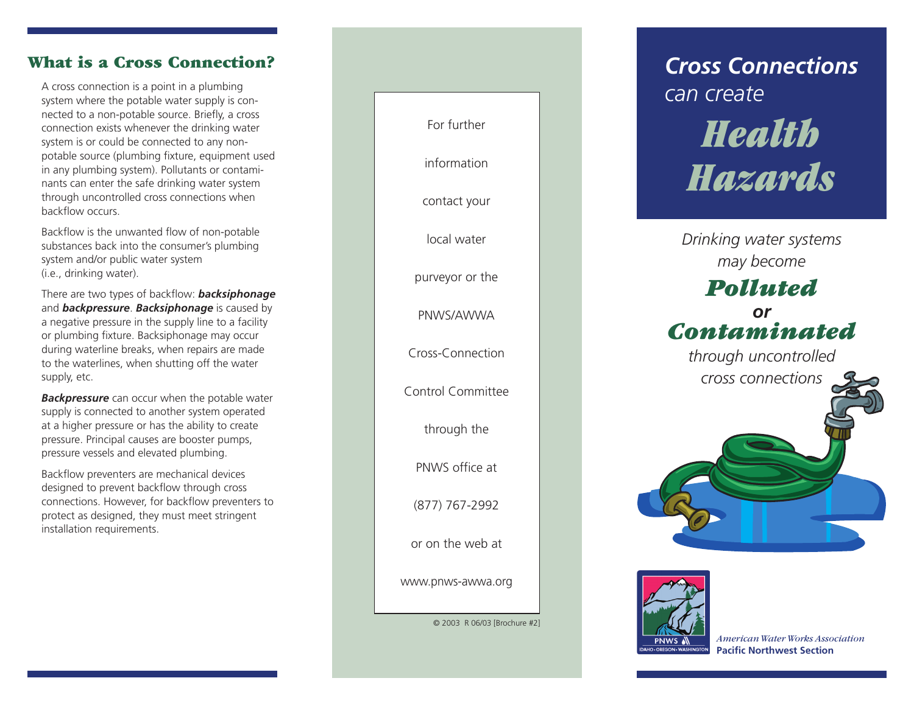## What is a Cross Connection?

A cross connection is a point in a plumbing system where the potable water supply is connected to a non-potable source. Briefly, a cross connection exists whenever the drinking water system is or could be connected to any non-potable source (plumbing fixture, equipment used in any plumbing system). Pollutants or contaminants can enter the safe drinking water system through uncontrolled cross connections when backflow occurs.

Backflow is the unwanted flow of non-potable substances back into the consumer's plumbing system and/or public water system (i.e., drinking water).

There are two types of backflow: ***backsiphonage*** and ***backpressure***. ***Backsiphonage*** is caused by a negative pressure in the supply line to a facility or plumbing fixture. Backsiphonage may occur during waterline breaks, when repairs are made to the waterlines, when shutting off the water supply, etc.

***Backpressure*** can occur when the potable water supply is connected to another system operated at a higher pressure or has the ability to create pressure. Principal causes are booster pumps, pressure vessels and elevated plumbing.

Backflow preventers are mechanical devices designed to prevent backflow through cross connections. However, for backflow preventers to protect as designed, they must meet stringent installation requirements.

For further information contact your local water purveyor or the PNWS/AWWA Cross-Connection Control Committee through the PNWS office at (877) 767-2992 or on the web at www.pnws-awwa.org

© 2003 R 06/03 [Brochure #2]

# *Cross Connections* *can create* *Health Hazards*

*Drinking water systems may become*

***Polluted***
***or***
***Contaminated***

*through uncontrolled cross connections*

PNWS
IDAHO • OREGON • WASHINGTON

*American Water Works Association*
**Pacific Northwest Section**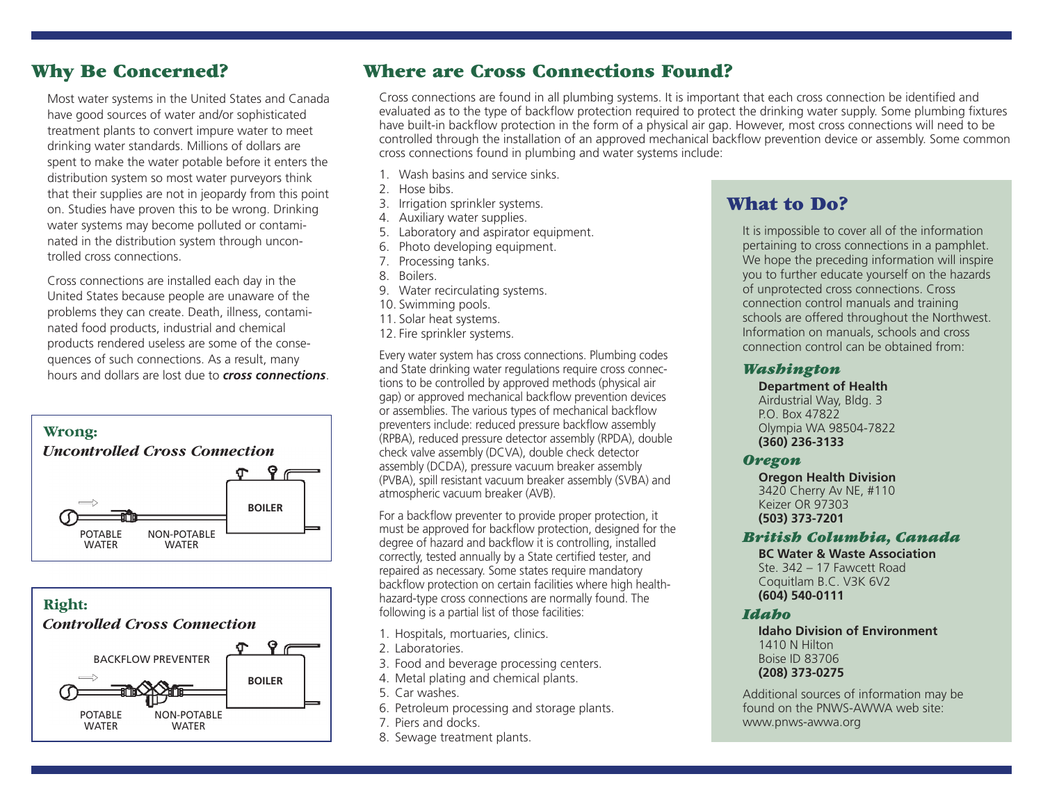## Why Be Concerned?

Most water systems in the United States and Canada have good sources of water and/or sophisticated treatment plants to convert impure water to meet drinking water standards. Millions of dollars are spent to make the water potable before it enters the distribution system so most water purveyors think that their supplies are not in jeopardy from this point on. Studies have proven this to be wrong. Drinking water systems may become polluted or contaminated in the distribution system through uncontrolled cross connections.

Cross connections are installed each day in the United States because people are unaware of the problems they can create. Death, illness, contaminated food products, industrial and chemical products rendered useless are some of the consequences of such connections. As a result, many hours and dollars are lost due to ***cross connections***.

**Wrong:**

***Uncontrolled Cross Connection***

POTABLE WATER

NON-POTABLE WATER

BOILER

**Right:**

***Controlled Cross Connection***

BACKFLOW PREVENTER

POTABLE WATER

NON-POTABLE WATER

BOILER

## Where are Cross Connections Found?

Cross connections are found in all plumbing systems. It is important that each cross connection be identified and evaluated as to the type of backflow protection required to protect the drinking water supply. Some plumbing fixtures have built-in backflow protection in the form of a physical air gap. However, most cross connections will need to be controlled through the installation of an approved mechanical backflow prevention device or assembly. Some common cross connections found in plumbing and water systems include:

1. Wash basins and service sinks.
2. Hose bibs.
3. Irrigation sprinkler systems.
4. Auxiliary water supplies.
5. Laboratory and aspirator equipment.
6. Photo developing equipment.
7. Processing tanks.
8. Boilers.
9. Water recirculating systems.
10. Swimming pools.
11. Solar heat systems.
12. Fire sprinkler systems.

Every water system has cross connections. Plumbing codes and State drinking water regulations require cross connections to be controlled by approved methods (physical air gap) or approved mechanical backflow prevention devices or assemblies. The various types of mechanical backflow preventers include: reduced pressure backflow assembly (RPBA), reduced pressure detector assembly (RPDA), double check valve assembly (DCVA), double check detector assembly (DCDA), pressure vacuum breaker assembly (PVBA), spill resistant vacuum breaker assembly (SVBA) and atmospheric vacuum breaker (AVB).

For a backflow preventer to provide proper protection, it must be approved for backflow protection, designed for the degree of hazard and backflow it is controlling, installed correctly, tested annually by a State certified tester, and repaired as necessary. Some states require mandatory backflow protection on certain facilities where high health-hazard-type cross connections are normally found. The following is a partial list of those facilities:

1. Hospitals, mortuaries, clinics.
2. Laboratories.
3. Food and beverage processing centers.
4. Metal plating and chemical plants.
5. Car washes.
6. Petroleum processing and storage plants.
7. Piers and docks.
8. Sewage treatment plants.

## What to Do?

It is impossible to cover all of the information pertaining to cross connections in a pamphlet. We hope the preceding information will inspire you to further educate yourself on the hazards of unprotected cross connections. Cross connection control manuals and training schools are offered throughout the Northwest. Information on manuals, schools and cross connection control can be obtained from:

### *Washington*

**Department of Health**
Airdustrial Way, Bldg. 3
P.O. Box 47822
Olympia WA 98504-7822
**(360) 236-3133**

### *Oregon*

**Oregon Health Division**
3420 Cherry Av NE, #110
Keizer OR 97303
**(503) 373-7201**

### *British Columbia, Canada*

**BC Water & Waste Association**
Ste. 342 – 17 Fawcett Road
Coquitlam B.C. V3K 6V2
**(604) 540-0111**

### *Idaho*

**Idaho Division of Environment**
1410 N Hilton
Boise ID 83706
**(208) 373-0275**

Additional sources of information may be found on the PNWS-AWWA web site: www.pnws-awwa.org